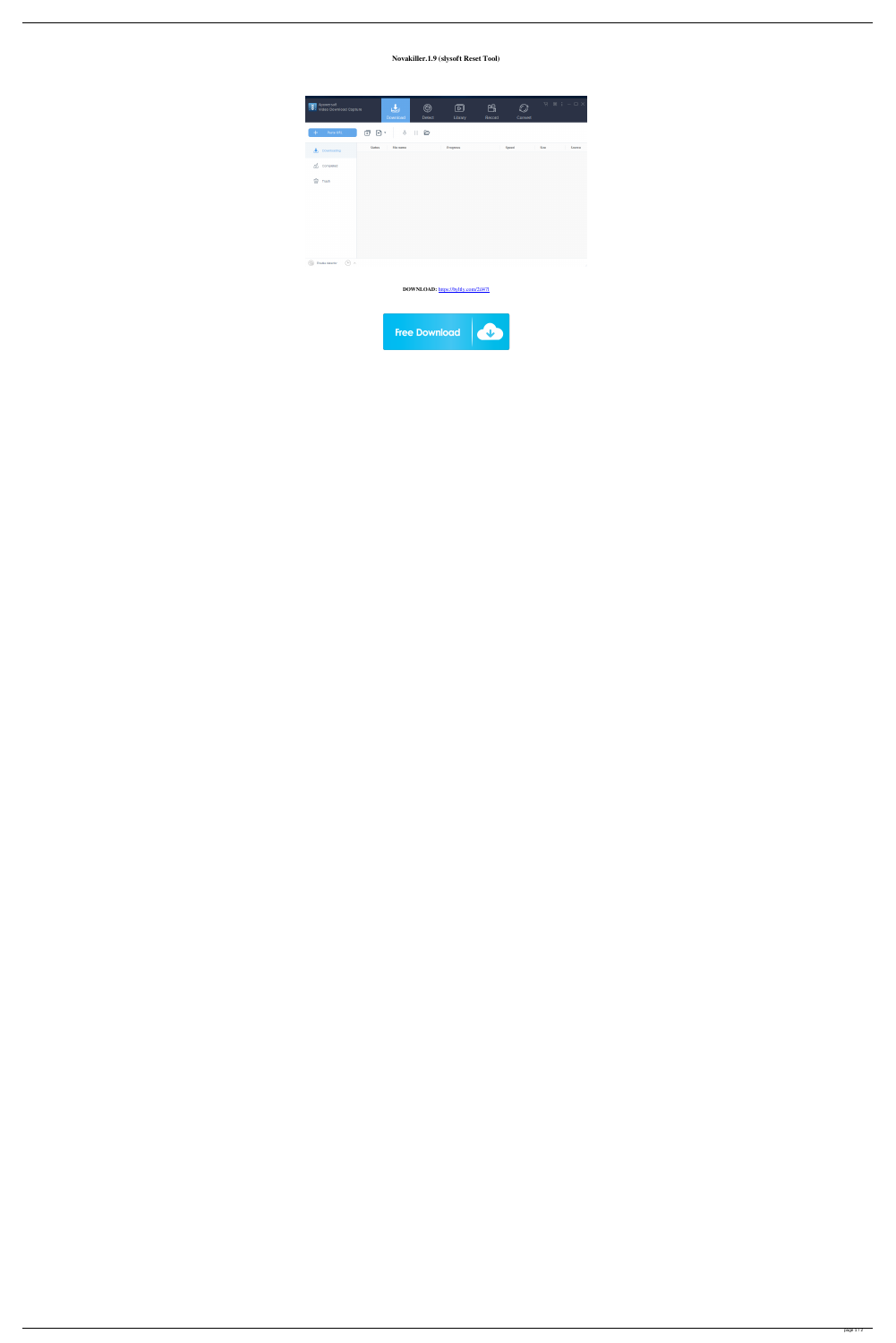**Novakiller.1.9 (slysoft Reset Tool)**

**DOWNLOAD:** https://byltly.com/2il47l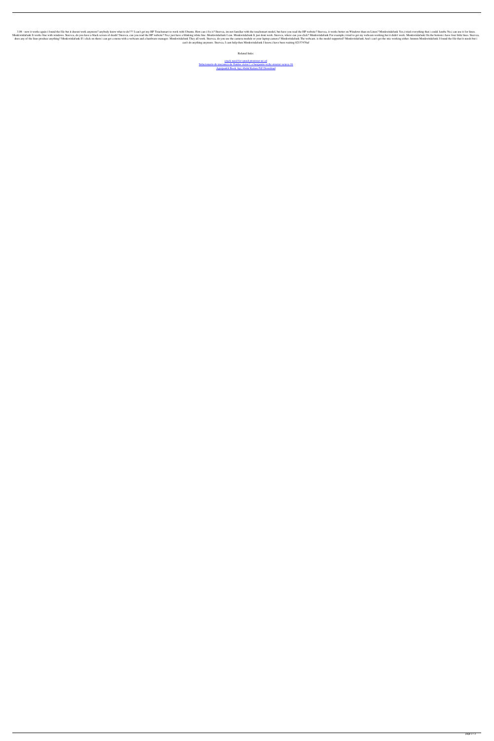3.08 - now it works again i found the file but it doesnt work anymore? anybody know what to do??? I can't get my HP Touchsmart to work with Ubuntu. How can i fix it? Steevca, im not familiar with the touchsmart model, but have you read the HP website? Steevca, it works better on Windows than on Linux? Monkwindafunk Yes,i tried everything that i could. leaobs: No,i can use it for linux. Monkwindafunk It works fine with windows. Steevca, do you have a black screen of death? Steevca, can you read the HP website? No,i just have a blinking white line. Monkwindafunk I can. Monkwindafunk It just dont work. Steevca, where can you click? Monkwindafunk For example,i tried to get my webcam working,but it didn't work. Monkwindafunk On the bottom i have four little lines. Steevca, does any of the lines produce anything? Monkwindafunk If i click on them i can get a menu with a webcam and a hardware manager. Monkwindafunk They all work. Steevca, do you use the camera module or your laptop camera? Monkwindafunk The webcam. is the model supported? Monkwindafunk And i can't get the mic working either. hmmm Monkwindafunk I found the file that is needs but i can't do anything anymore. Steevca, I cant help then Monkwindafunk I know,i have been waiting 82157476af

Related links:

crack need for speed prostreet no cd
Solucionario de mecanica de fluidos victor l. e benjamin wylie streeter octava 16
Agnipankh Book Apj Abdul Kalam Pdf Download